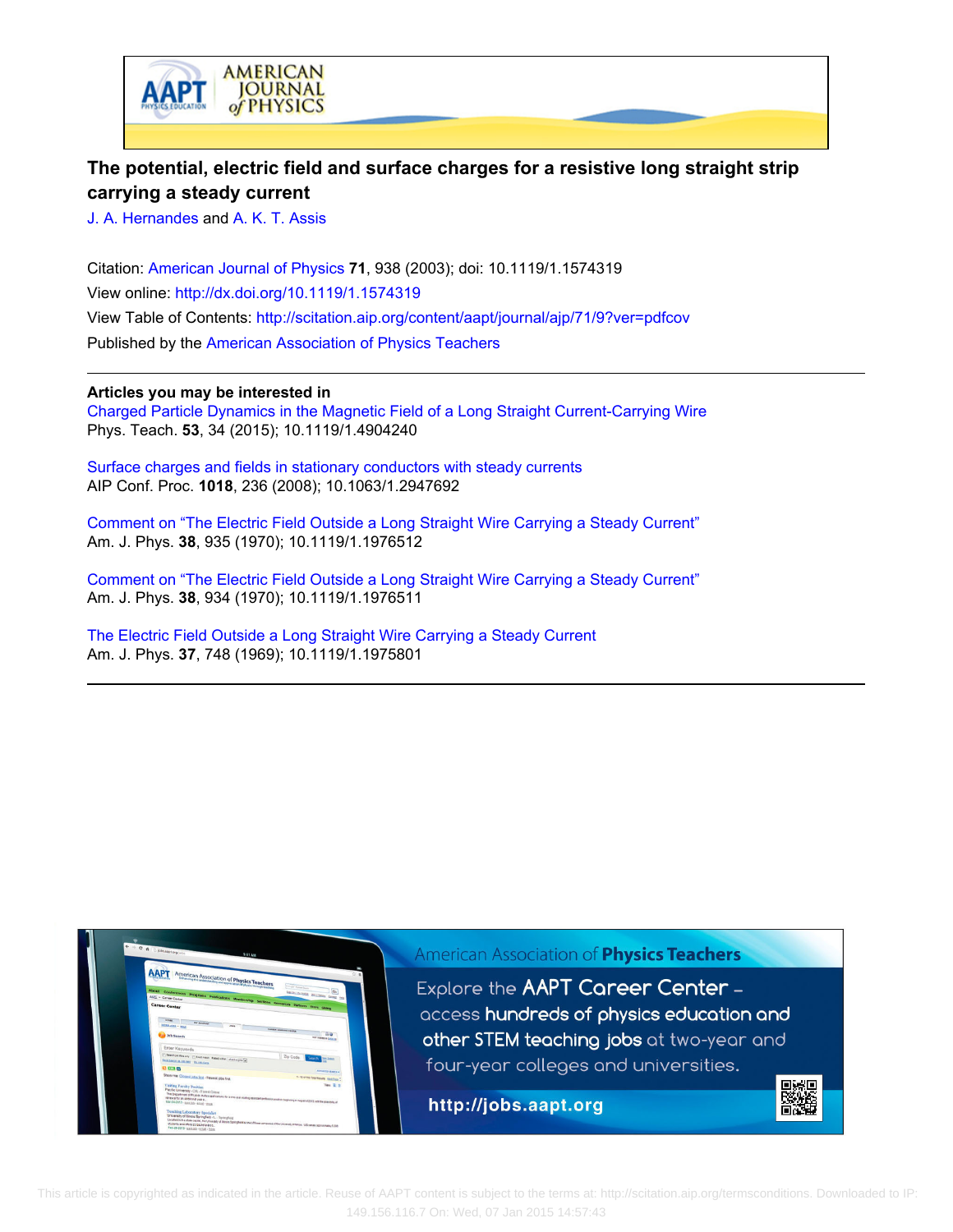# The potential, electric field and surface charges for a resistive long straight strip carrying a steady current

J. A. Hernandes and A. K. T. Assis

Citation: American Journal of Physics **71**, 938 (2003); doi: 10.1119/1.1574319

View online: http://dx.doi.org/10.1119/1.1574319

View Table of Contents: http://scitation.aip.org/content/aapt/journal/ajp/71/9?ver=pdfcov

Published by the American Association of Physics Teachers

---

**Articles you may be interested in**

Charged Particle Dynamics in the Magnetic Field of a Long Straight Current-Carrying Wire
Phys. Teach. **53**, 34 (2015); 10.1119/1.4904240

Surface charges and fields in stationary conductors with steady currents
AIP Conf. Proc. **1018**, 236 (2008); 10.1063/1.2947692

Comment on "The Electric Field Outside a Long Straight Wire Carrying a Steady Current"
Am. J. Phys. **38**, 935 (1970); 10.1119/1.1976512

Comment on "The Electric Field Outside a Long Straight Wire Carrying a Steady Current"
Am. J. Phys. **38**, 934 (1970); 10.1119/1.1976511

The Electric Field Outside a Long Straight Wire Carrying a Steady Current
Am. J. Phys. **37**, 748 (1969); 10.1119/1.1975801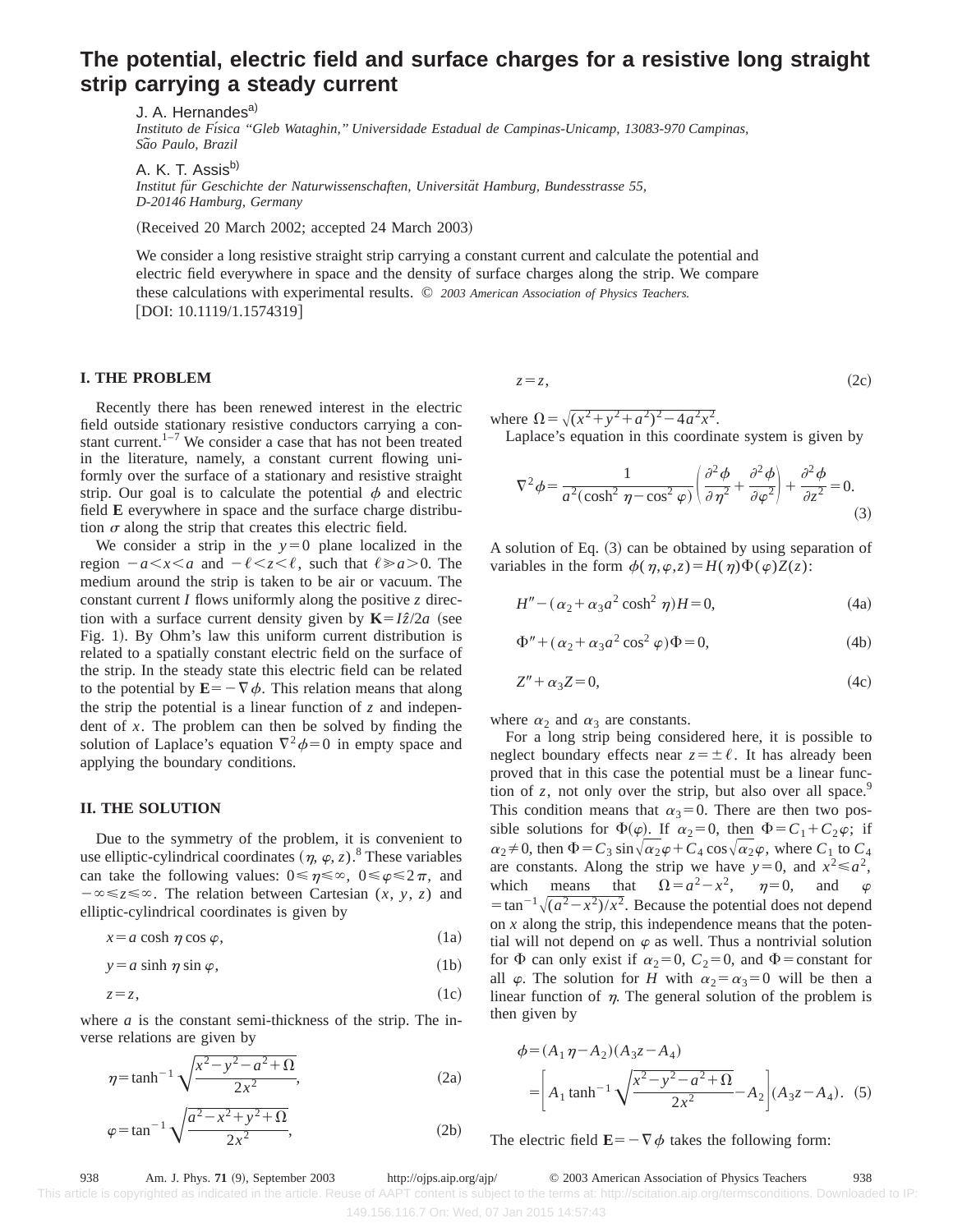# The potential, electric field and surface charges for a resistive long straight strip carrying a steady current

J. A. Hernandes[a)]

*Instituto de Física "Gleb Wataghin," Universidade Estadual de Campinas-Unicamp, 13083-970 Campinas, São Paulo, Brazil*

A. K. T. Assis[b)]

*Institut für Geschichte der Naturwissenschaften, Universität Hamburg, Bundesstrasse 55, D-20146 Hamburg, Germany*

(Received 20 March 2002; accepted 24 March 2003)

We consider a long resistive straight strip carrying a constant current and calculate the potential and electric field everywhere in space and the density of surface charges along the strip. We compare these calculations with experimental results. © *2003 American Association of Physics Teachers.* [DOI: 10.1119/1.1574319]

## I. THE PROBLEM

Recently there has been renewed interest in the electric field outside stationary resistive conductors carrying a constant current.[1–7] We consider a case that has not been treated in the literature, namely, a constant current flowing uniformly over the surface of a stationary and resistive straight strip. Our goal is to calculate the potential $\phi$ and electric field $\mathbf{E}$ everywhere in space and the surface charge distribution $\sigma$ along the strip that creates this electric field.

We consider a strip in the $y=0$ plane localized in the region $-a<x<a$ and $-\ell<z<\ell$, such that $\ell \gg a>0$. The medium around the strip is taken to be air or vacuum. The constant current $I$ flows uniformly along the positive $z$ direction with a surface current density given by $\mathbf{K}=I\hat{z}/2a$ (see Fig. 1). By Ohm's law this uniform current distribution is related to a spatially constant electric field on the surface of the strip. In the steady state this electric field can be related to the potential by $\mathbf{E}=-\nabla\phi$. This relation means that along the strip the potential is a linear function of $z$ and independent of $x$. The problem can then be solved by finding the solution of Laplace's equation $\nabla^2\phi=0$ in empty space and applying the boundary conditions.

## II. THE SOLUTION

Due to the symmetry of the problem, it is convenient to use elliptic-cylindrical coordinates $(\eta, \varphi, z)$.[8] These variables can take the following values: $0\leqslant\eta\leqslant\infty$, $0\leqslant\varphi\leqslant 2\pi$, and $-\infty\leqslant z\leqslant\infty$. The relation between Cartesian $(x, y, z)$ and elliptic-cylindrical coordinates is given by

$$x=a\cosh\eta\cos\varphi, \tag{1a}$$

$$y=a\sinh\eta\sin\varphi, \tag{1b}$$

$$z=z, \tag{1c}$$

where $a$ is the constant semi-thickness of the strip. The inverse relations are given by

$$\eta=\tanh^{-1}\sqrt{\frac{x^2-y^2-a^2+\Omega}{2x^2}}, \tag{2a}$$

$$\varphi=\tan^{-1}\sqrt{\frac{a^2-x^2+y^2+\Omega}{2x^2}}, \tag{2b}$$

$$z=z, \tag{2c}$$

where $\Omega=\sqrt{(x^2+y^2+a^2)^2-4a^2x^2}$.

Laplace's equation in this coordinate system is given by

$$\nabla^2\phi=\frac{1}{a^2(\cosh^2\eta-\cos^2\varphi)}\left(\frac{\partial^2\phi}{\partial\eta^2}+\frac{\partial^2\phi}{\partial\varphi^2}\right)+\frac{\partial^2\phi}{\partial z^2}=0. \tag{3}$$

A solution of Eq. (3) can be obtained by using separation of variables in the form $\phi(\eta,\varphi,z)=H(\eta)\Phi(\varphi)Z(z)$:

$$H''-(\alpha_2+\alpha_3a^2\cosh^2\eta)H=0, \tag{4a}$$

$$\Phi''+(\alpha_2+\alpha_3a^2\cos^2\varphi)\Phi=0, \tag{4b}$$

$$Z''+\alpha_3Z=0, \tag{4c}$$

where $\alpha_2$ and $\alpha_3$ are constants.

For a long strip being considered here, it is possible to neglect boundary effects near $z=\pm\ell$. It has already been proved that in this case the potential must be a linear function of $z$, not only over the strip, but also over all space.[9] This condition means that $\alpha_3=0$. There are then two possible solutions for $\Phi(\varphi)$. If $\alpha_2=0$, then $\Phi=C_1+C_2\varphi$; if $\alpha_2\neq 0$, then $\Phi=C_3\sin\sqrt{\alpha_2}\varphi+C_4\cos\sqrt{\alpha_2}\varphi$, where $C_1$ to $C_4$ are constants. Along the strip we have $y=0$, and $x^2\leqslant a^2$, which means that $\Omega=a^2-x^2$, $\eta=0$, and $\varphi=\tan^{-1}\sqrt{(a^2-x^2)/x^2}$. Because the potential does not depend on $x$ along the strip, this independence means that the potential will not depend on $\varphi$ as well. Thus a nontrivial solution for $\Phi$ can only exist if $\alpha_2=0$, $C_2=0$, and $\Phi=$constant for all $\varphi$. The solution for $H$ with $\alpha_2=\alpha_3=0$ will be then a linear function of $\eta$. The general solution of the problem is then given by

$$\phi=(A_1\eta-A_2)(A_3z-A_4)$$
$$=\left[A_1\tanh^{-1}\sqrt{\frac{x^2-y^2-a^2+\Omega}{2x^2}}-A_2\right](A_3z-A_4). \tag{5}$$

The electric field $\mathbf{E}=-\nabla\phi$ takes the following form: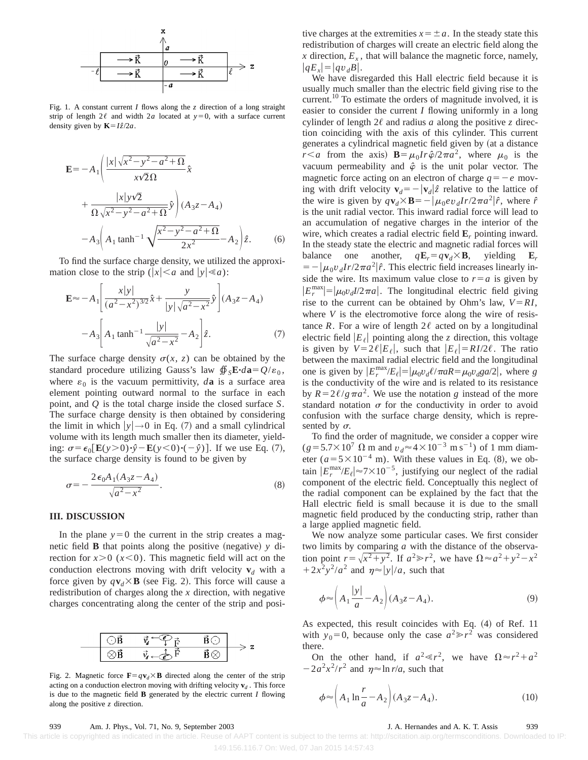Fig. 1. A constant current $I$ flows along the $z$ direction of a long straight strip of length $2\ell$ and width $2a$ located at $y=0$, with a surface current density given by $\mathbf{K}=I\hat{z}/2a$.

$$\mathbf{E}=-A_1\left(\frac{|x|\sqrt{x^2-y^2-a^2+\Omega}}{x\sqrt{2}\Omega}\hat{x}+\frac{|x|y\sqrt{2}}{\Omega\sqrt{x^2-y^2-a^2+\Omega}}\hat{y}\right)(A_3z-A_4)-A_3\left(A_1\tanh^{-1}\sqrt{\frac{x^2-y^2-a^2+\Omega}{2x^2}}-A_2\right)\hat{z}. \tag{6}$$

To find the surface charge density, we utilized the approximation close to the strip ($|x|<a$ and $|y|\ll a$):

$$\mathbf{E}\approx -A_1\left[\frac{x|y|}{(a^2-x^2)^{3/2}}\hat{x}+\frac{y}{|y|\sqrt{a^2-x^2}}\hat{y}\right](A_3z-A_4)-A_3\left[A_1\tanh^{-1}\frac{|y|}{\sqrt{a^2-x^2}}-A_2\right]\hat{z}. \tag{7}$$

The surface charge density $\sigma(x,z)$ can be obtained by the standard procedure utilizing Gauss's law $\oint_S \mathbf{E}\cdot d\mathbf{a}=Q/\varepsilon_0$, where $\varepsilon_0$ is the vacuum permittivity, $d\mathbf{a}$ is a surface area element pointing outward normal to the surface in each point, and $Q$ is the total charge inside the closed surface $S$. The surface charge density is then obtained by considering the limit in which $|y|\to 0$ in Eq. (7) and a small cylindrical volume with its length much smaller then its diameter, yielding: $\sigma=\epsilon_0[\mathbf{E}(y>0)\cdot\hat{y}-\mathbf{E}(y<0)\cdot(-\hat{y})]$. If we use Eq. (7), the surface charge density is found to be given by

$$\sigma=-\frac{2\epsilon_0A_1(A_3z-A_4)}{\sqrt{a^2-x^2}}. \tag{8}$$

### III. DISCUSSION

In the plane $y=0$ the current in the strip creates a magnetic field $\mathbf{B}$ that points along the positive (negative) $y$ direction for $x>0$ ($x<0$). This magnetic field will act on the conduction electrons moving with drift velocity $\mathbf{v}_d$ with a force given by $q\mathbf{v}_d\times\mathbf{B}$ (see Fig. 2). This force will cause a redistribution of charges along the $x$ direction, with negative charges concentrating along the center of the strip and positive charges at the extremities $x=\pm a$. In the steady state this redistribution of charges will create an electric field along the $x$ direction, $E_x$, that will balance the magnetic force, namely, $|qE_x|=|qv_dB|$.

Fig. 2. Magnetic force $\mathbf{F}=q\mathbf{v}_d\times\mathbf{B}$ directed along the center of the strip acting on a conduction electron moving with drifting velocity $\mathbf{v}_d$. This force is due to the magnetic field $\mathbf{B}$ generated by the electric current $I$ flowing along the positive $z$ direction.

We have disregarded this Hall electric field because it is usually much smaller than the electric field giving rise to the current.[10] To estimate the orders of magnitude involved, it is easier to consider the current $I$ flowing uniformly in a long cylinder of length $2\ell$ and radius $a$ along the positive $z$ direction coinciding with the axis of this cylinder. This current generates a cylindrical magnetic field given by (at a distance $r<a$ from the axis) $\mathbf{B}=\mu_0Ir\hat{\varphi}/2\pi a^2$, where $\mu_0$ is the vacuum permeability and $\hat{\varphi}$ is the unit polar vector. The magnetic force acting on an electron of charge $q=-e$ moving with drift velocity $\mathbf{v}_d=-|\mathbf{v}_d|\hat{z}$ relative to the lattice of the wire is given by $q\mathbf{v}_d\times\mathbf{B}=-|\mu_0ev_dIr/2\pi a^2|\hat{r}$, where $\hat{r}$ is the unit radial vector. This inward radial force will lead to an accumulation of negative charges in the interior of the wire, which creates a radial electric field $\mathbf{E}_r$ pointing inward. In the steady state the electric and magnetic radial forces will balance one another, $q\mathbf{E}_r=q\mathbf{v}_d\times\mathbf{B}$, yielding $\mathbf{E}_r=-|\mu_0v_dIr/2\pi a^2|\hat{r}$. This electric field increases linearly inside the wire. Its maximum value close to $r=a$ is given by $|E_r^{\max}|=|\mu_0v_dI/2\pi a|$. The longitudinal electric field giving rise to the current can be obtained by Ohm's law, $V=RI$, where $V$ is the electromotive force along the wire of resistance $R$. For a wire of length $2\ell$ acted on by a longitudinal electric field $|E_\ell|$ pointing along the $z$ direction, this voltage is given by $V=2\ell|E_\ell|$, such that $|E_\ell|=RI/2\ell$. The ratio between the maximal radial electric field and the longitudinal one is given by $|E_r^{\max}/E_\ell|=|\mu_0v_d\ell/\pi aR=\mu_0v_dga/2|$, where $g$ is the conductivity of the wire and is related to its resistance by $R=2\ell/g\pi a^2$. We use the notation $g$ instead of the more standard notation $\sigma$ for the conductivity in order to avoid confusion with the surface charge density, which is represented by $\sigma$.

To find the order of magnitude, we consider a copper wire ($g=5.7\times10^7\ \Omega$ m and $v_d\approx4\times10^{-3}$ m s$^{-1}$) of 1 mm diameter ($a=5\times10^{-4}$ m). With these values in Eq. (8), we obtain $|E_r^{\max}/E_\ell|\approx7\times10^{-5}$, justifying our neglect of the radial component of the electric field. Conceptually this neglect of the radial component can be explained by the fact that the Hall electric field is small because it is due to the small magnetic field produced by the conducting strip, rather than a large applied magnetic field.

We now analyze some particular cases. We first consider two limits by comparing $a$ with the distance of the observation point $r=\sqrt{x^2+y^2}$. If $a^2\gg r^2$, we have $\Omega\approx a^2+y^2-x^2+2x^2y^2/a^2$ and $\eta\approx|y|/a$, such that

$$\phi\approx\left(A_1\frac{|y|}{a}-A_2\right)(A_3z-A_4). \tag{9}$$

As expected, this result coincides with Eq. (4) of Ref. 11 with $y_0=0$, because only the case $a^2\gg r^2$ was considered there.

On the other hand, if $a^2\ll r^2$, we have $\Omega\approx r^2+a^2-2a^2x^2/r^2$ and $\eta\approx\ln r/a$, such that

$$\phi\approx\left(A_1\ln\frac{r}{a}-A_2\right)(A_3z-A_4). \tag{10}$$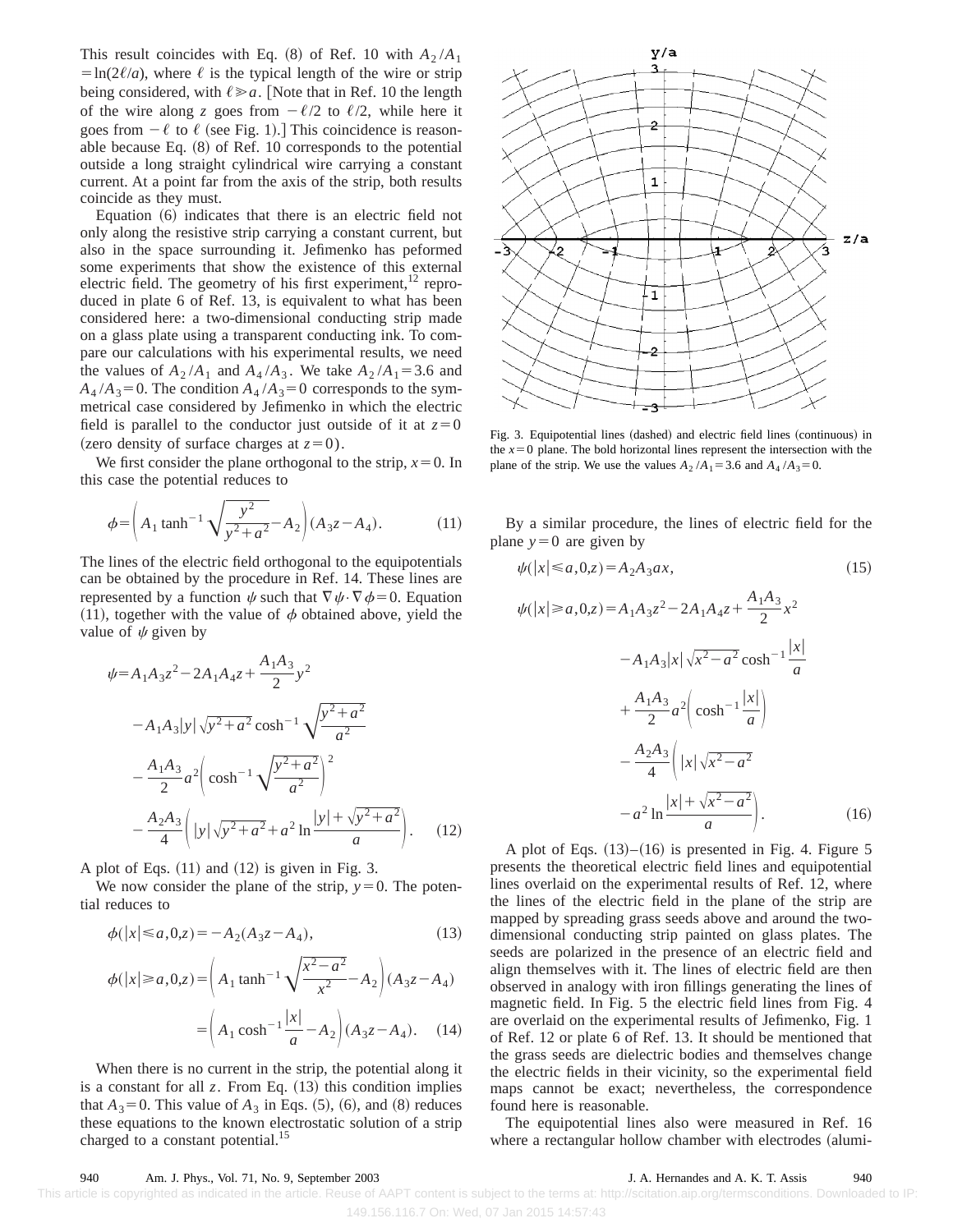This result coincides with Eq. (8) of Ref. 10 with $A_2/A_1 = \ln(2\ell/a)$, where $\ell$ is the typical length of the wire or strip being considered, with $\ell \gg a$. [Note that in Ref. 10 the length of the wire along $z$ goes from $-\ell/2$ to $\ell/2$, while here it goes from $-\ell$ to $\ell$ (see Fig. 1).] This coincidence is reasonable because Eq. (8) of Ref. 10 corresponds to the potential outside a long straight cylindrical wire carrying a constant current. At a point far from the axis of the strip, both results coincide as they must.

Equation (6) indicates that there is an electric field not only along the resistive strip carrying a constant current, but also in the space surrounding it. Jefimenko has peformed some experiments that show the existence of this external electric field. The geometry of his first experiment,[12] reproduced in plate 6 of Ref. 13, is equivalent to what has been considered here: a two-dimensional conducting strip made on a glass plate using a transparent conducting ink. To compare our calculations with his experimental results, we need the values of $A_2/A_1$ and $A_4/A_3$. We take $A_2/A_1 = 3.6$ and $A_4/A_3 = 0$. The condition $A_4/A_3 = 0$ corresponds to the symmetrical case considered by Jefimenko in which the electric field is parallel to the conductor just outside of it at $z=0$ (zero density of surface charges at $z=0$).

We first consider the plane orthogonal to the strip, $x=0$. In this case the potential reduces to

$$\phi = \left( A_1 \tanh^{-1} \sqrt{\frac{y^2}{y^2+a^2}} - A_2 \right)(A_3 z - A_4). \tag{11}$$

The lines of the electric field orthogonal to the equipotentials can be obtained by the procedure in Ref. 14. These lines are represented by a function $\psi$ such that $\nabla \psi \cdot \nabla \phi = 0$. Equation (11), together with the value of $\phi$ obtained above, yield the value of $\psi$ given by

$$\begin{aligned}
\psi = {} & A_1 A_3 z^2 - 2 A_1 A_4 z + \frac{A_1 A_3}{2} y^2 \\
& - A_1 A_3 |y| \sqrt{y^2+a^2} \cosh^{-1} \sqrt{\frac{y^2+a^2}{a^2}} \\
& - \frac{A_1 A_3}{2} a^2 \left( \cosh^{-1} \sqrt{\frac{y^2+a^2}{a^2}} \right)^2 \\
& - \frac{A_2 A_3}{4} \left( |y| \sqrt{y^2+a^2} + a^2 \ln \frac{|y| + \sqrt{y^2+a^2}}{a} \right).
\end{aligned} \tag{12}$$

A plot of Eqs. (11) and (12) is given in Fig. 3.

We now consider the plane of the strip, $y=0$. The potential reduces to

$$\phi(|x| \leq a, 0, z) = -A_2(A_3 z - A_4), \tag{13}$$

$$\begin{aligned}
\phi(|x| \geq a, 0, z) &= \left( A_1 \tanh^{-1} \sqrt{\frac{x^2-a^2}{x^2}} - A_2 \right)(A_3 z - A_4) \\
&= \left( A_1 \cosh^{-1} \frac{|x|}{a} - A_2 \right)(A_3 z - A_4).
\end{aligned} \tag{14}$$

When there is no current in the strip, the potential along it is a constant for all $z$. From Eq. (13) this condition implies that $A_3 = 0$. This value of $A_3$ in Eqs. (5), (6), and (8) reduces these equations to the known electrostatic solution of a strip charged to a constant potential.[15]

Fig. 3. Equipotential lines (dashed) and electric field lines (continuous) in the $x=0$ plane. The bold horizontal lines represent the intersection with the plane of the strip. We use the values $A_2/A_1 = 3.6$ and $A_4/A_3 = 0$.

By a similar procedure, the lines of electric field for the plane $y=0$ are given by

$$\psi(|x| \leq a, 0, z) = A_2 A_3 a x, \tag{15}$$

$$\begin{aligned}
\psi(|x| \geq a, 0, z) = {} & A_1 A_3 z^2 - 2 A_1 A_4 z + \frac{A_1 A_3}{2} x^2 \\
& - A_1 A_3 |x| \sqrt{x^2-a^2} \cosh^{-1} \frac{|x|}{a} \\
& + \frac{A_1 A_3}{2} a^2 \left( \cosh^{-1} \frac{|x|}{a} \right) \\
& - \frac{A_2 A_3}{4} \Bigg( |x| \sqrt{x^2-a^2} \\
& - a^2 \ln \frac{|x| + \sqrt{x^2-a^2}}{a} \Bigg).
\end{aligned} \tag{16}$$

A plot of Eqs. (13)–(16) is presented in Fig. 4. Figure 5 presents the theoretical electric field lines and equipotential lines overlaid on the experimental results of Ref. 12, where the lines of the electric field in the plane of the strip are mapped by spreading grass seeds above and around the two-dimensional conducting strip painted on glass plates. The seeds are polarized in the presence of an electric field and align themselves with it. The lines of electric field are then observed in analogy with iron fillings generating the lines of magnetic field. In Fig. 5 the electric field lines from Fig. 4 are overlaid on the experimental results of Jefimenko, Fig. 1 of Ref. 12 or plate 6 of Ref. 13. It should be mentioned that the grass seeds are dielectric bodies and themselves change the electric fields in their vicinity, so the experimental field maps cannot be exact; nevertheless, the correspondence found here is reasonable.

The equipotential lines also were measured in Ref. 16 where a rectangular hollow chamber with electrodes (alumi-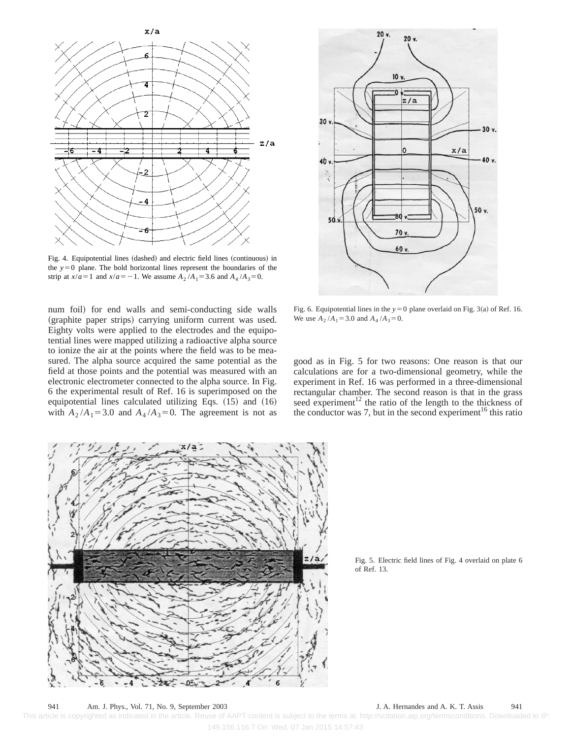Fig. 4. Equipotential lines (dashed) and electric field lines (continuous) in the $y=0$ plane. The bold horizontal lines represent the boundaries of the strip at $x/a=1$ and $x/a=-1$. We assume $A_2/A_1=3.6$ and $A_4/A_3=0$.

num foil) for end walls and semi-conducting side walls (graphite paper strips) carrying uniform current was used. Eighty volts were applied to the electrodes and the equipotential lines were mapped utilizing a radioactive alpha source to ionize the air at the points where the field was to be measured. The alpha source acquired the same potential as the field at those points and the potential was measured with an electronic electrometer connected to the alpha source. In Fig. 6 the experimental result of Ref. 16 is superimposed on the equipotential lines calculated utilizing Eqs. (15) and (16) with $A_2/A_1=3.0$ and $A_4/A_3=0$. The agreement is not as good as in Fig. 5 for two reasons: One reason is that our calculations are for a two-dimensional geometry, while the experiment in Ref. 16 was performed in a three-dimensional rectangular chamber. The second reason is that in the grass seed experiment[12] the ratio of the length to the thickness of the conductor was 7, but in the second experiment[16] this ratio

Fig. 6. Equipotential lines in the $y=0$ plane overlaid on Fig. 3(a) of Ref. 16. We use $A_2/A_1=3.0$ and $A_4/A_3=0$.

Fig. 5. Electric field lines of Fig. 4 overlaid on plate 6 of Ref. 13.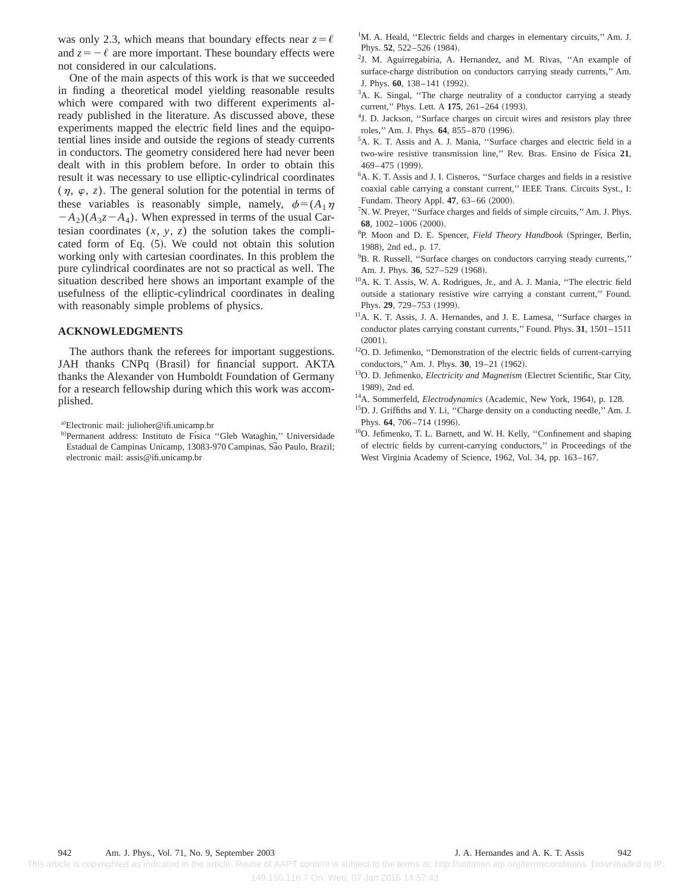was only 2.3, which means that boundary effects near $z=\ell$ and $z=-\ell$ are more important. These boundary effects were not considered in our calculations.

One of the main aspects of this work is that we succeeded in finding a theoretical model yielding reasonable results which were compared with two different experiments already published in the literature. As discussed above, these experiments mapped the electric field lines and the equipotential lines inside and outside the regions of steady currents in conductors. The geometry considered here had never been dealt with in this problem before. In order to obtain this result it was necessary to use elliptic-cylindrical coordinates $(\eta, \varphi, z)$. The general solution for the potential in terms of these variables is reasonably simple, namely, $\phi=(A_1\eta - A_2)(A_3 z - A_4)$. When expressed in terms of the usual Cartesian coordinates $(x, y, z)$ the solution takes the complicated form of Eq. (5). We could not obtain this solution working only with cartesian coordinates. In this problem the pure cylindrical coordinates are not so practical as well. The situation described here shows an important example of the usefulness of the elliptic-cylindrical coordinates in dealing with reasonably simple problems of physics.

## ACKNOWLEDGMENTS

The authors thank the referees for important suggestions. JAH thanks CNPq (Brasil) for financial support. AKTA thanks the Alexander von Humboldt Foundation of Germany for a research fellowship during which this work was accomplished.

[a]Electronic mail: julioher@ifi.unicamp.br

[b]Permanent address: Instituto de Física "Gleb Wataghin," Universidade Estadual de Campinas Unicamp, 13083-970 Campinas, São Paulo, Brazil; electronic mail: assis@ifi.unicamp.br

[1]M. A. Heald, "Electric fields and charges in elementary circuits," Am. J. Phys. **52**, 522–526 (1984).

[2]J. M. Aguirregabiria, A. Hernandez, and M. Rivas, "An example of surface-charge distribution on conductors carrying steady currents," Am. J. Phys. **60**, 138–141 (1992).

[3]A. K. Singal, "The charge neutrality of a conductor carrying a steady current," Phys. Lett. A **175**, 261–264 (1993).

[4]J. D. Jackson, "Surface charges on circuit wires and resistors play three roles," Am. J. Phys. **64**, 855–870 (1996).

[5]A. K. T. Assis and A. J. Mania, "Surface charges and electric field in a two-wire resistive transmission line," Rev. Bras. Ensino de Física **21**, 469–475 (1999).

[6]A. K. T. Assis and J. I. Cisneros, "Surface charges and fields in a resistive coaxial cable carrying a constant current," IEEE Trans. Circuits Syst., I: Fundam. Theory Appl. **47**, 63–66 (2000).

[7]N. W. Preyer, "Surface charges and fields of simple circuits," Am. J. Phys. **68**, 1002–1006 (2000).

[8]P. Moon and D. E. Spencer, *Field Theory Handbook* (Springer, Berlin, 1988), 2nd ed., p. 17.

[9]B. R. Russell, "Surface charges on conductors carrying steady currents," Am. J. Phys. **36**, 527–529 (1968).

[10]A. K. T. Assis, W. A. Rodrigues, Jr., and A. J. Mania, "The electric field outside a stationary resistive wire carrying a constant current," Found. Phys. **29**, 729–753 (1999).

[11]A. K. T. Assis, J. A. Hernandes, and J. E. Lamesa, "Surface charges in conductor plates carrying constant currents," Found. Phys. **31**, 1501–1511 (2001).

[12]O. D. Jefimenko, "Demonstration of the electric fields of current-carrying conductors," Am. J. Phys. **30**, 19–21 (1962).

[13]O. D. Jefimenko, *Electricity and Magnetism* (Electret Scientific, Star City, 1989), 2nd ed.

[14]A. Sommerfeld, *Electrodynamics* (Academic, New York, 1964), p. 128.

[15]D. J. Griffiths and Y. Li, "Charge density on a conducting needle," Am. J. Phys. **64**, 706–714 (1996).

[16]O. Jefimenko, T. L. Barnett, and W. H. Kelly, "Confinement and shaping of electric fields by current-carrying conductors," in Proceedings of the West Virginia Academy of Science, 1962, Vol. 34, pp. 163–167.